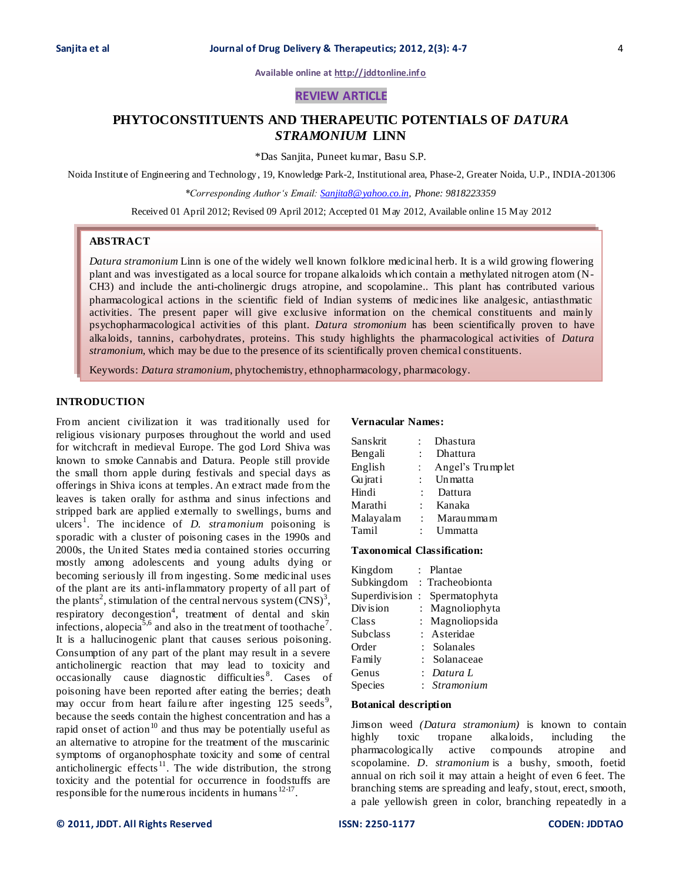Available online at http://jddtonline.info

REVIEW ARTICLE

# PHYTOCONSTITUENTS AND THERAPEUTIC POTENTIALS OF *DATURA STRAMONIUM* LINN

*Das Sanjita, Puneet kumar, Basu S.P.

Noida Institute of Engineering and Technology, 19, Knowledge Park-2, Institutional area, Phase-2, Greater Noida, U.P., INDIA-201306

**Corresponding Author's Email: Sanjita8@yahoo.co.in, Phone: 9818223359*

Received 01 April 2012; Revised 09 April 2012; Accepted 01 May 2012, Available online 15 May 2012

## ABSTRACT

*Datura stramonium* Linn is one of the widely well known folklore medicinal herb. It is a wild growing flowering plant and was investigated as a local source for tropane alkaloids which contain a methylated nitrogen atom (N-CH3) and include the anti-cholinergic drugs atropine, and scopolamine.. This plant has contributed various pharmacological actions in the scientific field of Indian systems of medicines like analgesic, antiasthmatic activities. The present paper will give exclusive information on the chemical constituents and mainly psychopharmacological activities of this plant. *Datura stromonium* has been scientifically proven to have alkaloids, tannins, carbohydrates, proteins. This study highlights the pharmacological activities of *Datura stramonium,* which may be due to the presence of its scientifically proven chemical constituents.

Keywords: *Datura stramonium*, phytochemistry, ethnopharmacology, pharmacology.

## INTRODUCTION

From ancient civilization it was traditionally used for religious visionary purposes throughout the world and used for witchcraft in medieval Europe. The god Lord Shiva was known to smoke Cannabis and Datura. People still provide the small thorn apple during festivals and special days as offerings in Shiva icons at temples. An extract made from the leaves is taken orally for asthma and sinus infections and stripped bark are applied externally to swellings, burns and ulcers[1]. The incidence of *D. stramonium* poisoning is sporadic with a cluster of poisoning cases in the 1990s and 2000s, the United States media contained stories occurring mostly among adolescents and young adults dying or becoming seriously ill from ingesting. Some medicinal uses of the plant are its anti-inflammatory property of all part of the plants[2], stimulation of the central nervous system (CNS)[3], respiratory decongestion[4], treatment of dental and skin infections, alopecia[5,6] and also in the treatment of toothache[7]. It is a hallucinogenic plant that causes serious poisoning. Consumption of any part of the plant may result in a severe anticholinergic reaction that may lead to toxicity and occasionally cause diagnostic difficulties[8]. Cases of poisoning have been reported after eating the berries; death may occur from heart failure after ingesting 125 seeds[9], because the seeds contain the highest concentration and has a rapid onset of action[10] and thus may be potentially useful as an alternative to atropine for the treatment of the muscarinic symptoms of organophosphate toxicity and some of central anticholinergic effects[11]. The wide distribution, the strong toxicity and the potential for occurrence in foodstuffs are responsible for the numerous incidents in humans[12-17].

### Vernacular Names:

| | | |
|---|---|---|
| Sanskrit | : | Dhastura |
| Bengali | : | Dhattura |
| English | : | Angel's Trumplet |
| Gujrati | : | Unmatta |
| Hindi | : | Dattura |
| Marathi | : | Kanaka |
| Malayalam | : | Maraummam |
| Tamil | : | Ummatta |

### Taxonomical Classification:

| | | |
|---|---|---|
| Kingdom | : | Plantae |
| Subkingdom | : | Tracheobionta |
| Superdivision | : | Spermatophyta |
| Division | : | Magnoliophyta |
| Class | : | Magnoliopsida |
| Subclass | : | Asteridae |
| Order | : | Solanales |
| Family | : | Solanaceae |
| Genus | : | *Datura L* |
| Species | : | *Stramonium* |

### Botanical description

Jimson weed *(Datura stramonium)* is known to contain highly toxic tropane alkaloids, including the pharmacologically active compounds atropine and scopolamine. *D. stramonium* is a bushy, smooth, foetid annual on rich soil it may attain a height of even 6 feet. The branching stems are spreading and leafy, stout, erect, smooth, a pale yellowish green in color, branching repeatedly in a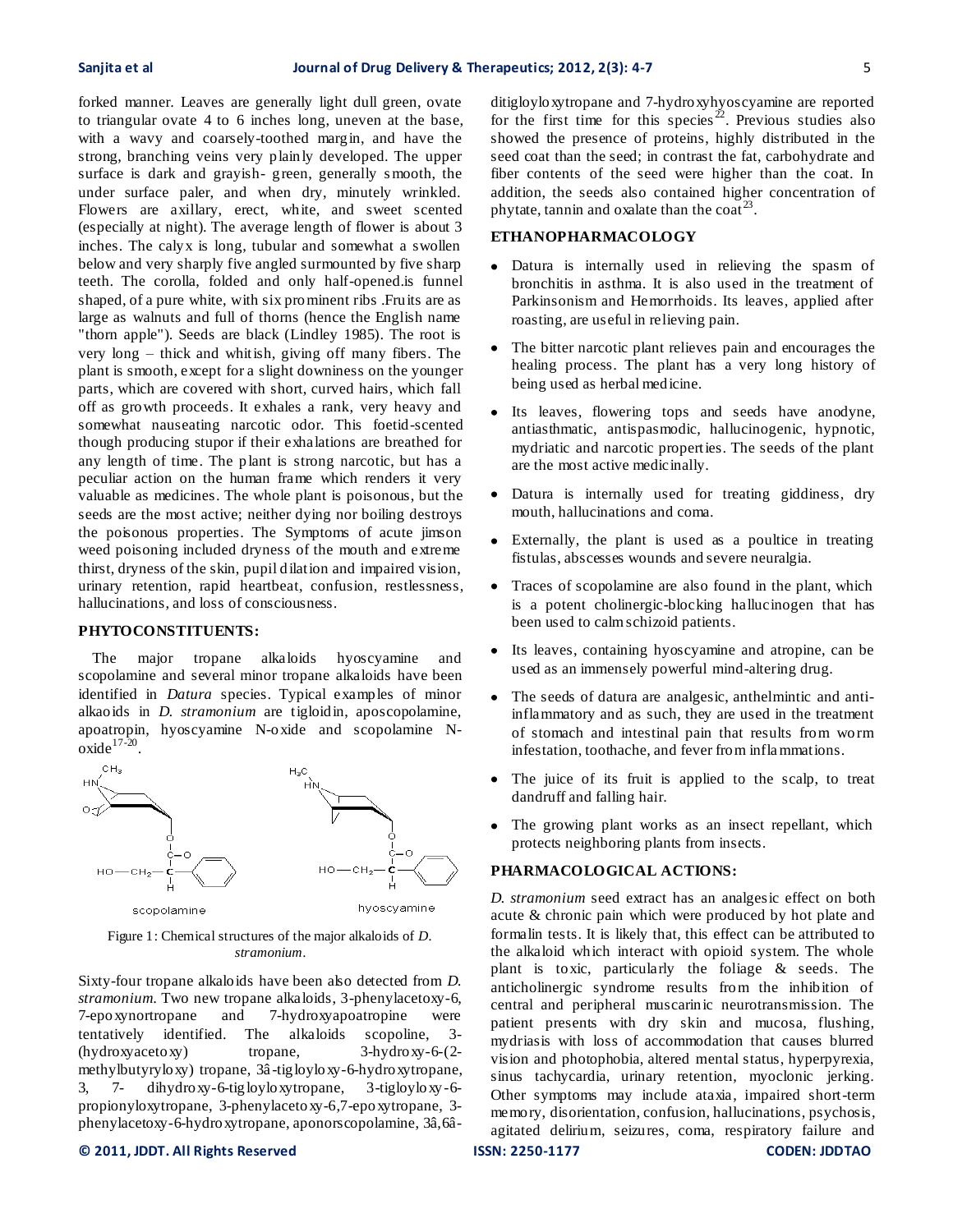forked manner. Leaves are generally light dull green, ovate to triangular ovate 4 to 6 inches long, uneven at the base, with a wavy and coarsely-toothed margin, and have the strong, branching veins very plainly developed. The upper surface is dark and grayish- green, generally smooth, the under surface paler, and when dry, minutely wrinkled. Flowers are axillary, erect, white, and sweet scented (especially at night). The average length of flower is about 3 inches. The calyx is long, tubular and somewhat a swollen below and very sharply five angled surmounted by five sharp teeth. The corolla, folded and only half-opened.is funnel shaped, of a pure white, with six prominent ribs .Fruits are as large as walnuts and full of thorns (hence the English name "thorn apple"). Seeds are black (Lindley 1985). The root is very long – thick and whitish, giving off many fibers. The plant is smooth, except for a slight downiness on the younger parts, which are covered with short, curved hairs, which fall off as growth proceeds. It exhales a rank, very heavy and somewhat nauseating narcotic odor. This foetid-scented though producing stupor if their exhalations are breathed for any length of time. The plant is strong narcotic, but has a peculiar action on the human frame which renders it very valuable as medicines. The whole plant is poisonous, but the seeds are the most active; neither dying nor boiling destroys the poisonous properties. The Symptoms of acute jimson weed poisoning included dryness of the mouth and extreme thirst, dryness of the skin, pupil dilation and impaired vision, urinary retention, rapid heartbeat, confusion, restlessness, hallucinations, and loss of consciousness.

## PHYTOCONSTITUENTS:

The major tropane alkaloids hyoscyamine and scopolamine and several minor tropane alkaloids have been identified in *Datura* species. Typical examples of minor alkaoids in *D. stramonium* are tigloidin, aposcopolamine, apoatropin, hyoscyamine N-oxide and scopolamine N-oxide[17-20].

Figure 1: Chemical structures of the major alkaloids of *D. stramonium*.

Sixty-four tropane alkaloids have also been detected from *D. stramonium*. Two new tropane alkaloids, 3-phenylacetoxy-6, 7-epoxynortropane and 7-hydroxyapoatropine were tentatively identified. The alkaloids scopoline, 3-(hydroxyacetoxy) tropane, 3-hydroxy-6-(2-methylbutyryloxy) tropane, 3â-tigloyloxy-6-hydroxytropane, 3, 7- dihydroxy-6-tigloyloxytropane, 3-tigloyloxy-6-propionyloxytropane, 3-phenylacetoxy-6,7-epoxytropane, 3-phenylacetoxy-6-hydroxytropane, aponorscopolamine, 3â,6â-ditigloyloxytropane and 7-hydroxyhyoscyamine are reported for the first time for this species[22]. Previous studies also showed the presence of proteins, highly distributed in the seed coat than the seed; in contrast the fat, carbohydrate and fiber contents of the seed were higher than the coat. In addition, the seeds also contained higher concentration of phytate, tannin and oxalate than the coat[23].

## ETHANOPHARMACOLOGY

- Datura is internally used in relieving the spasm of bronchitis in asthma. It is also used in the treatment of Parkinsonism and Hemorrhoids. Its leaves, applied after roasting, are useful in relieving pain.
- The bitter narcotic plant relieves pain and encourages the healing process. The plant has a very long history of being used as herbal medicine.
- Its leaves, flowering tops and seeds have anodyne, antiasthmatic, antispasmodic, hallucinogenic, hypnotic, mydriatic and narcotic properties. The seeds of the plant are the most active medicinally.
- Datura is internally used for treating giddiness, dry mouth, hallucinations and coma.
- Externally, the plant is used as a poultice in treating fistulas, abscesses wounds and severe neuralgia.
- Traces of scopolamine are also found in the plant, which is a potent cholinergic-blocking hallucinogen that has been used to calm schizoid patients.
- Its leaves, containing hyoscyamine and atropine, can be used as an immensely powerful mind-altering drug.
- The seeds of datura are analgesic, anthelmintic and anti-inflammatory and as such, they are used in the treatment of stomach and intestinal pain that results from worm infestation, toothache, and fever from inflammations.
- The juice of its fruit is applied to the scalp, to treat dandruff and falling hair.
- The growing plant works as an insect repellant, which protects neighboring plants from insects.

## PHARMACOLOGICAL ACTIONS:

*D. stramonium* seed extract has an analgesic effect on both acute & chronic pain which were produced by hot plate and formalin tests. It is likely that, this effect can be attributed to the alkaloid which interact with opioid system. The whole plant is toxic, particularly the foliage & seeds. The anticholinergic syndrome results from the inhibition of central and peripheral muscarinic neurotransmission. The patient presents with dry skin and mucosa, flushing, mydriasis with loss of accommodation that causes blurred vision and photophobia, altered mental status, hyperpyrexia, sinus tachycardia, urinary retention, myoclonic jerking. Other symptoms may include ataxia, impaired short-term memory, disorientation, confusion, hallucinations, psychosis, agitated delirium, seizures, coma, respiratory failure and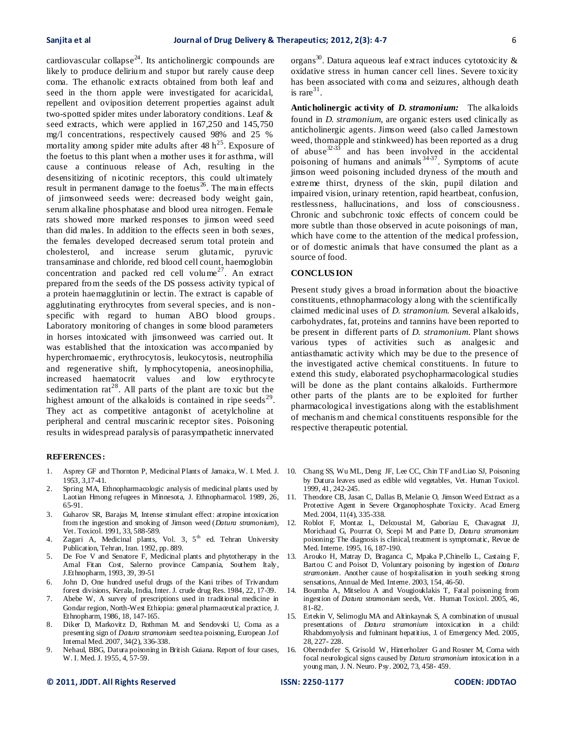cardiovascular collapse[24]. Its anticholinergic compounds are likely to produce delirium and stupor but rarely cause deep coma. The ethanolic extracts obtained from both leaf and seed in the thorn apple were investigated for acaricidal, repellent and oviposition deterrent properties against adult two-spotted spider mites under laboratory conditions. Leaf & seed extracts, which were applied in 167,250 and 145,750 mg/l concentrations, respectively caused 98% and 25 % mortality among spider mite adults after 48 h[25]. Exposure of the foetus to this plant when a mother uses it for asthma, will cause a continuous release of Ach, resulting in the desensitizing of nicotinic receptors, this could ultimately result in permanent damage to the foetus[26]. The main effects of jimsonweed seeds were: decreased body weight gain, serum alkaline phosphatase and blood urea nitrogen. Female rats showed more marked responses to jimson weed seed than did males. In addition to the effects seen in both sexes, the females developed decreased serum total protein and cholesterol, and increase serum glutamic, pyruvic transaminase and chloride, red blood cell count, haemoglobin concentration and packed red cell volume[27]. An extract prepared from the seeds of the DS possess activity typical of a protein haemagglutinin or lectin. The extract is capable of agglutinating erythrocytes from several species, and is non-specific with regard to human ABO blood groups. Laboratory monitoring of changes in some blood parameters in horses intoxicated with jimsonweed was carried out. It was established that the intoxication was accompanied by hyperchromaemic, erythrocytosis, leukocytosis, neutrophilia and regenerative shift, lymphocytopenia, aneosinophilia, increased haematocrit values and low erythrocyte sedimentation rat[28]. All parts of the plant are toxic but the highest amount of the alkaloids is contained in ripe seeds[29]. They act as competitive antagonist of acetylcholine at peripheral and central muscarinic receptor sites. Poisoning results in widespread paralysis of parasympathetic innervated organs[30]. Datura aqueous leaf extract induces cytotoxicity & oxidative stress in human cancer cell lines. Severe toxicity has been associated with coma and seizures, although death is rare[31].

**Anticholinergic activity of *D. stramonium:*** The alkaloids found in *D. stramonium*, are organic esters used clinically as anticholinergic agents. Jimson weed (also called Jamestown weed, thornapple and stinkweed) has been reported as a drug of abuse[32-33] and has been involved in the accidental poisoning of humans and animals[34-37]. Symptoms of acute jimson weed poisoning included dryness of the mouth and extreme thirst, dryness of the skin, pupil dilation and impaired vision, urinary retention, rapid heartbeat, confusion, restlessness, hallucinations, and loss of consciousness. Chronic and subchronic toxic effects of concern could be more subtle than those observed in acute poisonings of man, which have come to the attention of the medical profession, or of domestic animals that have consumed the plant as a source of food.

## CONCLUSION

Present study gives a broad information about the bioactive constituents, ethnopharmacology along with the scientifically claimed medicinal uses of *D. stramonium.* Several alkaloids, carbohydrates, fat, proteins and tannins have been reported to be present in different parts of *D. stramonium.* Plant shows various types of activities such as analgesic and antiasthamatic activity which may be due to the presence of the investigated active chemical constituents. In future to extend this study, elaborated psychopharmacological studies will be done as the plant contains alkaloids. Furthermore other parts of the plants are to be exploited for further pharmacological investigations along with the establishment of mechanism and chemical constituents responsible for the respective therapeutic potential.

## REFERENCES:

1. Asprey GF and Thornton P, Medicinal Plants of Jamaica, W. I. Med. J. 1953, 3,17-41.
2. Spring MA, Ethnopharmacologic analysis of medicinal plants used by Laotian Hmong refugees in Minnesota, J. Ethnopharmacol. 1989, 26, 65-91.
3. Guharov SR, Barajas M, Intense stimulant effect: atropine intoxication from the ingestion and smoking of Jimson weed (*Datura stramonium*), Vet. Toxicol. 1991, 33, 588-589.
4. Zagari A, Medicinal plants, Vol. 3, 5th ed. Tehran University Publication, Tehran, Iran. 1992, pp. 889.
5. De Foe V and Senatore F, Medicinal plants and phytotherapy in the Amal Fitan Cost, Salerno province Campania, Southern Italy, J.Ethnopharm, 1993, 39, 39-51
6. John D, One hundred useful drugs of the Kani tribes of Trivandum forest divisions, Kerala, India, Inter. J. crude drug Res. 1984, 22, 17-39.
7. Abebe W, A survey of prescriptions used in traditional medicine in Gondar region, North-West Ethiopia: general pharmaceutical practice, J. Ethnopharm, 1986, 18, 147-165.
8. Diker D, Markovitz D, Rothman M. and Sendovski U, Coma as a presenting sign of *Datura stramonium* seed tea poisoning, European J.of Internal Med. 2007, 34(2), 336-338.
9. Nehaul, BBG, Datura poisoning in British Guiana. Report of four cases, W. I. Med. J. 1955, 4, 57-59.
10. Chang SS, Wu ML, Deng JF, Lee CC, Chin TF and Liao SJ, Poisoning by Datura leaves used as edible wild vegetables, Vet. Human Toxicol. 1999, 41, 242-245.
11. Theodore CB, Jasan C, Dallas B, Melanie O, Jimson Weed Extract as a Protective Agent in Severe Organophosphate Toxicity. Acad Emerg Med. 2004, 11(4), 335-338.
12. Roblot F, Montaz L, Delcoustal M, Gaboriau E, Chavagnat JJ, Morichaud G, Pourrat O, Scepi M and Patte D, *Datura stramonium* poisoning: The diagnosis is clinical, treatment is symptomatic, Revue de Med. Interne. 1995, 16, 187-190.
13. Arouko H, Matray D, Braganca C, Mpaka P,Chinello L, Castaing F, Bartou C and Poisot D, Voluntary poisoning by ingestion of *Datura stramonium*. Another cause of hospitalisation in youth seeking strong sensations, Annual de Med. Interne. 2003, 154, 46-50.
14. Boumba A, Mitselou A and Vougiouklakis T, Fatal poisoning from ingestion of *Datura stramonium* seeds, Vet. Human Toxicol. 2005, 46, 81-82.
15. Ertekin V, Selimoglu MA and Altinkaynak S, A combination of unusual presentations of *Datura stramonium* intoxication in a child: Rhabdomyolysis and fulminant hepatitius, J. of Emergency Med. 2005, 28, 227- 228.
16. Oberndorfer S, Grisold W, Hinterholzer G and Rosner M, Coma with focal neurological signs caused by *Datura stramonium* intoxication in a young man, J. N. Neuro. Psy. 2002, 73, 458- 459.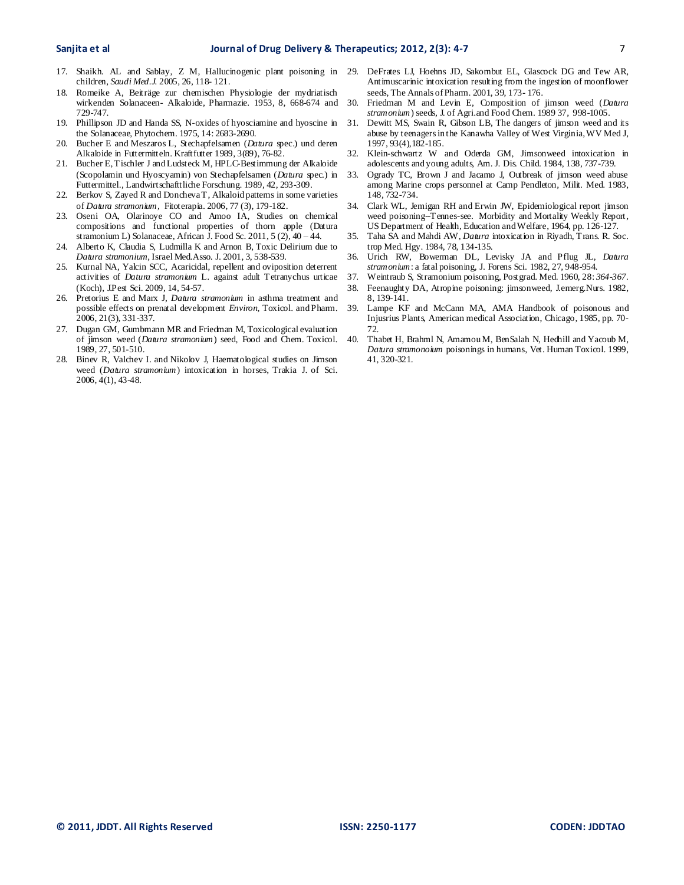17. Shaikh. AL and Sablay, Z M, Hallucinogenic plant poisoning in children, *Saudi Med.J.* 2005, 26, 118- 121.
18. Romeike A, Beiträge zur chemischen Physiologie der mydriatisch wirkenden Solanaceen- Alkaloide, Pharmazie. 1953, 8, 668-674 and 729-747.
19. Phillipson JD and Handa SS, N-oxides of hyoscîamine and hyoscine in the Solanaceae, Phytochem. 1975, 14: 2683-2690.
20. Bucher E and Meszaros L, Stechapfelsamen (*Datura* spec.) und deren Alkaloide in Futtermitteln. Kraftfutter 1989, 3(89), 76-82.
21. Bucher E, Tischler J and Ludsteck M, HPLC-Bestimmung der Alkaloide (Scopolamin und Hyoscyamin) von Stechapfelsamen (*Datura* spec.) in Futtermittel., Landwirtschafttliche Forschung. 1989, 42, 293-309.
22. Berkov S, Zayed R and Doncheva T, Alkaloid patterns in some varieties of *Datura stramonium*, Fitoterapia. 2006, 77 (3), 179-182.
23. Oseni OA, Olarinoye CO and Amoo IA, Studies on chemical compositions and functional properties of thorn apple (Datura stramonium L) Solanaceae, African J. Food Sc. 2011, 5 (2), 40 – 44.
24. Alberto K, Claudia S, Ludmilla K and Arnon B, Toxic Delirium due to *Datura stramonium*, Israel Med.Asso. J. 2001, 3, 538-539.
25. Kurnal NA, Yalcin SCC, Acaricidal, repellent and oviposition deterrent activities of *Datura stramonium* L. against adult Tetranychus urticae (Koch), J.Pest Sci. 2009, 14, 54-57.
26. Pretorius E and Marx J, *Datura stramonium* in asthma treatment and possible effects on prenatal development *Environ*, Toxicol. and Pharm. 2006, 21(3), 331-337.
27. Dugan GM, Gumbmann MR and Friedman M, Toxicological evaluation of jimson weed (*Datura stramonium*) seed, Food and Chem. Toxicol. 1989, 27, 501-510.
28. Binev R, Valchev I. and Nikolov J, Haematological studies on Jimson weed (*Datura stramonium*) intoxication in horses, Trakia J. of Sci. 2006, 4(1), 43-48.
29. DeFrates LJ, Hoehns JD, Sakornbut EL, Glascock DG and Tew AR, Antimuscarinic intoxication resulting from the ingestion of moonflower seeds, The Annals of Pharm. 2001, 39, 173- 176.
30. Friedman M and Levin E, Composition of jimson weed (*Datura stramonium*) seeds, J. of Agri.and Food Chem. 1989 37, 998-1005.
31. Dewitt MS, Swain R, Gibson LB, The dangers of jimson weed and its abuse by teenagers in the Kanawha Valley of West Virginia, WV Med J, 1997, 93(4),182-185.
32. Klein-schwartz W and Oderda GM, Jimsonweed intoxication in adolescents and young adults, Am. J. Dis. Child. 1984, 138, 737-739.
33. Ogrady TC, Brown J and Jacamo J, Outbreak of jimson weed abuse among Marine crops personnel at Camp Pendleton, Milit. Med. 1983, 148, 732-734.
34. Clark WL, Jernigan RH and Erwin JW, Epidemiological report jimson weed poisoning--Tennes-see. Morbidity and Mortality Weekly Report, US Department of Health, Education and Welfare, 1964, pp. 126-127.
35. Taha SA and Mahdi AW, *Datura* intoxication in Riyadh, Trans. R. Soc. trop Med. Hgy. 1984, 78, 134-135.
36. Urich RW, Bowerman DL, Levisky JA and Pflug JL, *Datura stramonium*: a fatal poisoning, J. Forens Sci. 1982, 27, 948-954.
37. Weintraub S, Stramonium poisoning, Postgrad. Med. 1960, 28: *364-367*.
38. Feenaughty DA, Atropine poisoning: jimsonweed, J.emerg.Nurs. 1982, 8, 139-141.
39. Lampe KF and McCann MA, AMA Handbook of poisonous and Injusrius Plants, American medical Association, Chicago, 1985, pp. 70-72.
40. Thabet H, Brahml N, Amamou M, BenSalah N, Hedhill and Yacoub M, *Datura stramonoium* poisonings in humans, Vet. Human Toxicol. 1999, 41, 320-321.